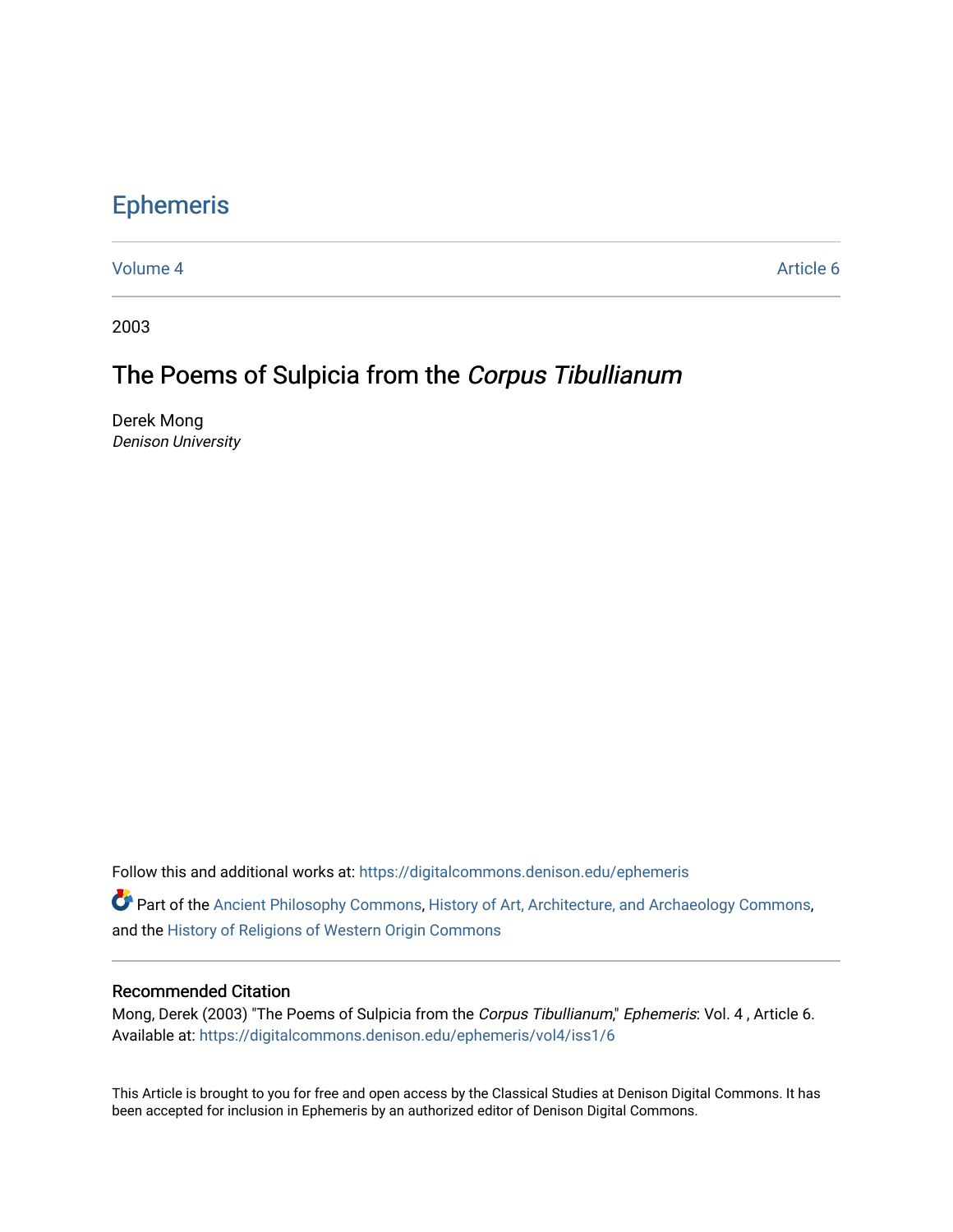Ephemeris

Volume 4 Article 6

2003

# The Poems of Sulpicia from the *Corpus Tibullianum*

Derek Mong
*Denison University*

Follow this and additional works at: https://digitalcommons.denison.edu/ephemeris

Part of the Ancient Philosophy Commons, History of Art, Architecture, and Archaeology Commons, and the History of Religions of Western Origin Commons

## Recommended Citation

Mong, Derek (2003) "The Poems of Sulpicia from the *Corpus Tibullianum*," *Ephemeris*: Vol. 4 , Article 6.
Available at: https://digitalcommons.denison.edu/ephemeris/vol4/iss1/6

This Article is brought to you for free and open access by the Classical Studies at Denison Digital Commons. It has been accepted for inclusion in Ephemeris by an authorized editor of Denison Digital Commons.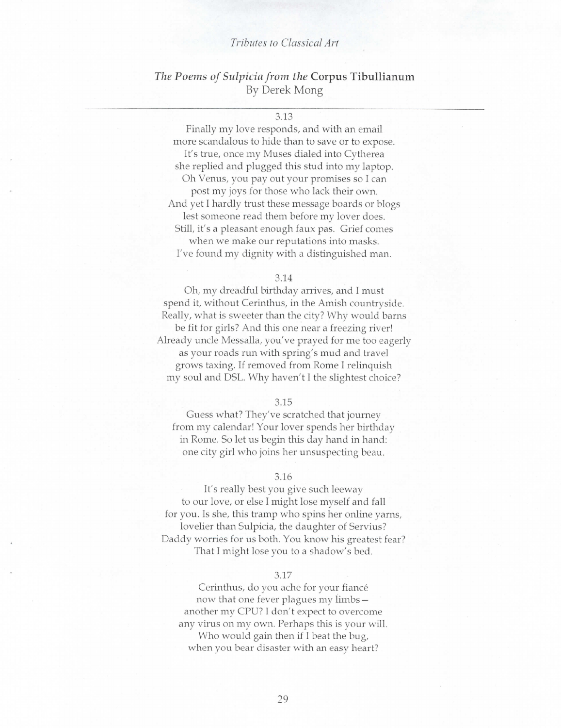*Tributes to Classical Art*

## *The Poems of Sulpicia from the* Corpus Tibullianum

By Derek Mong

---

### 3.13

Finally my love responds, and with an email
more scandalous to hide than to save or to expose.
It's true, once my Muses dialed into Cytherea
she replied and plugged this stud into my laptop.
Oh Venus, you pay out your promises so I can
post my joys for those who lack their own.
And yet I hardly trust these message boards or blogs
lest someone read them before my lover does.
Still, it's a pleasant enough faux pas. Grief comes
when we make our reputations into masks.
I've found my dignity with a distinguished man.

### 3.14

Oh, my dreadful birthday arrives, and I must
spend it, without Cerinthus, in the Amish countryside.
Really, what is sweeter than the city? Why would barns
be fit for girls? And this one near a freezing river!
Already uncle Messalla, you've prayed for me too eagerly
as your roads run with spring's mud and travel
grows taxing. If removed from Rome I relinquish
my soul and DSL. Why haven't I the slightest choice?

### 3.15

Guess what? They've scratched that journey
from my calendar! Your lover spends her birthday
in Rome. So let us begin this day hand in hand:
one city girl who joins her unsuspecting beau.

### 3.16

It's really best you give such leeway
to our love, or else I might lose myself and fall
for you. Is she, this tramp who spins her online yarns,
lovelier than Sulpicia, the daughter of Servius?
Daddy worries for us both. You know his greatest fear?
That I might lose you to a shadow's bed.

### 3.17

Cerinthus, do you ache for your fiancé
now that one fever plagues my limbs—
another my CPU? I don't expect to overcome
any virus on my own. Perhaps this is your will.
Who would gain then if I beat the bug,
when you bear disaster with an easy heart?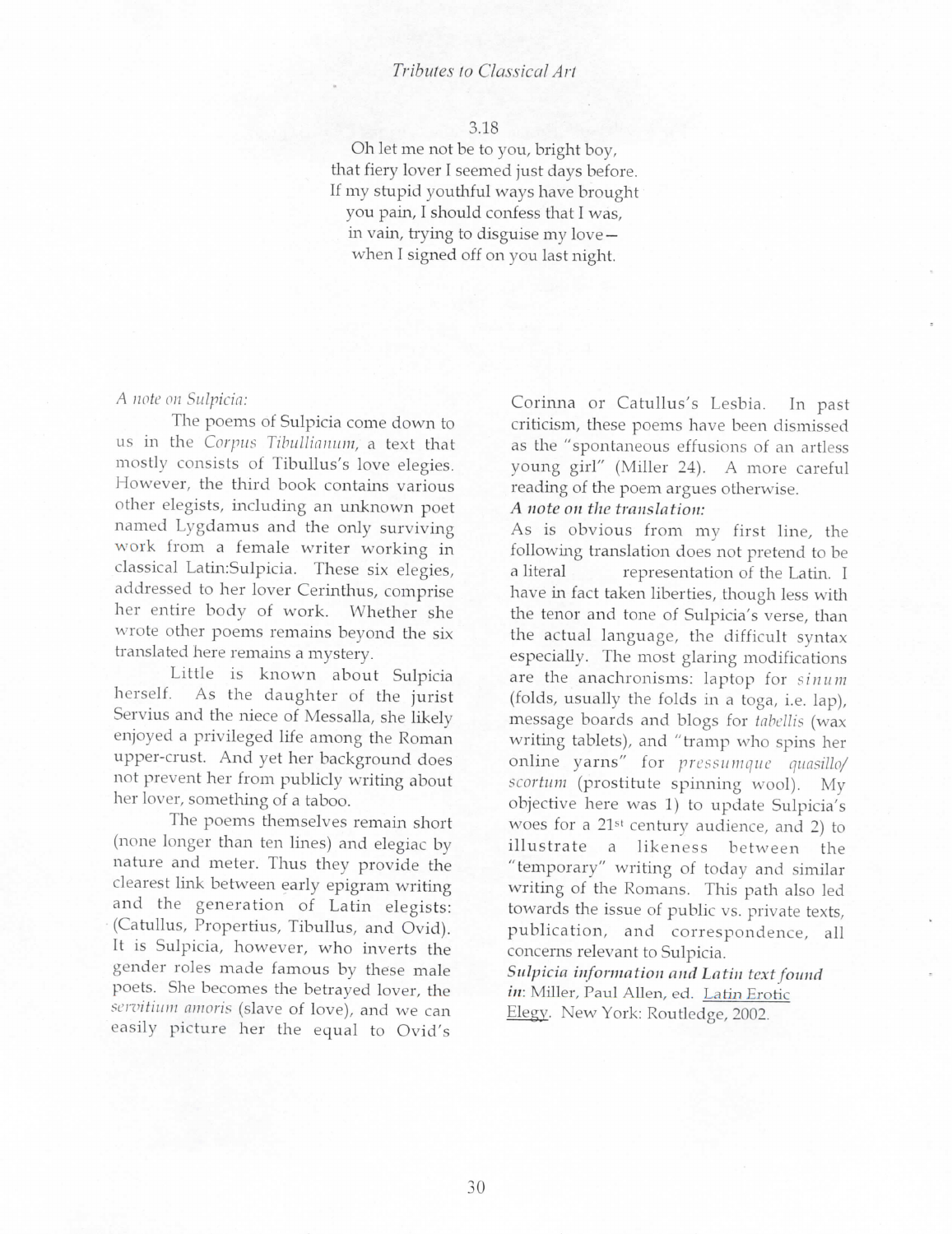3.18

Oh let me not be to you, bright boy,
that fiery lover I seemed just days before.
If my stupid youthful ways have brought
you pain, I should confess that I was,
in vain, trying to disguise my love—
when I signed off on you last night.

*A note on Sulpicia:*

The poems of Sulpicia come down to us in the *Corpus Tibullianum*, a text that mostly consists of Tibullus's love elegies. However, the third book contains various other elegists, including an unknown poet named Lygdamus and the only surviving work from a female writer working in classical Latin:Sulpicia. These six elegies, addressed to her lover Cerinthus, comprise her entire body of work. Whether she wrote other poems remains beyond the six translated here remains a mystery.

Little is known about Sulpicia herself. As the daughter of the jurist Servius and the niece of Messalla, she likely enjoyed a privileged life among the Roman upper-crust. And yet her background does not prevent her from publicly writing about her lover, something of a taboo.

The poems themselves remain short (none longer than ten lines) and elegiac by nature and meter. Thus they provide the clearest link between early epigram writing and the generation of Latin elegists: (Catullus, Propertius, Tibullus, and Ovid). It is Sulpicia, however, who inverts the gender roles made famous by these male poets. She becomes the betrayed lover, the *servitium amoris* (slave of love), and we can easily picture her the equal to Ovid's Corinna or Catullus's Lesbia. In past criticism, these poems have been dismissed as the "spontaneous effusions of an artless young girl" (Miller 24). A more careful reading of the poem argues otherwise.

***A note on the translation:***

As is obvious from my first line, the following translation does not pretend to be a literal representation of the Latin. I have in fact taken liberties, though less with the tenor and tone of Sulpicia's verse, than the actual language, the difficult syntax especially. The most glaring modifications are the anachronisms: laptop for *sinum* (folds, usually the folds in a toga, i.e. lap), message boards and blogs for *tabellis* (wax writing tablets), and "tramp who spins her online yarns" for *pressumque quasillo/ scortum* (prostitute spinning wool). My objective here was 1) to update Sulpicia's woes for a 21st century audience, and 2) to illustrate a likeness between the "temporary" writing of today and similar writing of the Romans. This path also led towards the issue of public vs. private texts, publication, and correspondence, all concerns relevant to Sulpicia.

***Sulpicia information and Latin text found in*:** Miller, Paul Allen, ed. Latin Erotic Elegy. New York: Routledge, 2002.